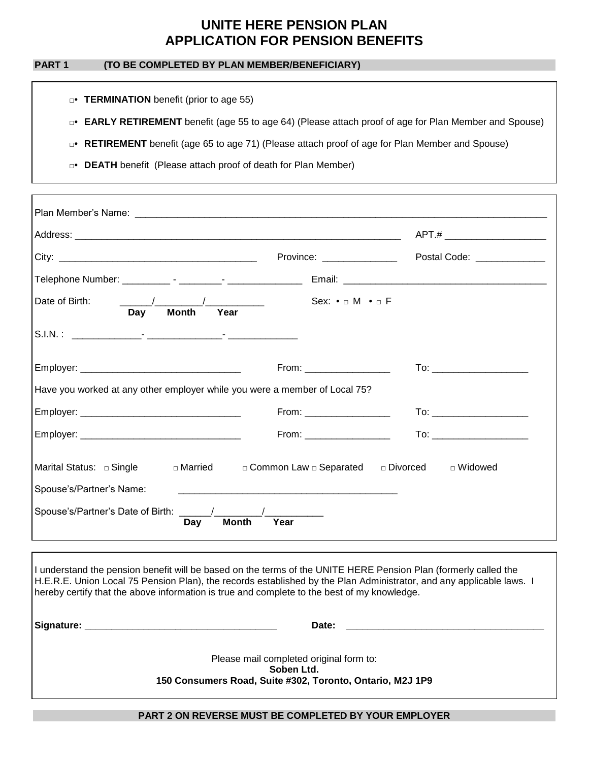# UNITE HERE PENSION PLAN
# APPLICATION FOR PENSION BENEFITS

**PART 1 (TO BE COMPLETED BY PLAN MEMBER/BENEFICIARY)**

- □ **TERMINATION** benefit (prior to age 55)
- □ **EARLY RETIREMENT** benefit (age 55 to age 64) (Please attach proof of age for Plan Member and Spouse)
- □ **RETIREMENT** benefit (age 65 to age 71) (Please attach proof of age for Plan Member and Spouse)
- □ **DEATH** benefit (Please attach proof of death for Plan Member)

Plan Member's Name: ______________________________________________

Address: ______________________________________________ APT.# ________________

City: ______________________________ Province: ____________ Postal Code: ____________

Telephone Number: _________ - ________- ______________ Email: ______________________________

Date of Birth: ______/________/__________ (Day / Month / Year) Sex: □ M □ F

S.I.N. : ____________- ______________- ____________

Employer: ______________________________ From: ________________ To: __________________

Have you worked at any other employer while you were a member of Local 75?

Employer: ______________________________ From: ________________ To: __________________

Employer: ______________________________ From: ________________ To: __________________

Marital Status: □ Single □ Married □ Common Law □ Separated □ Divorced □ Widowed

Spouse's/Partner's Name: ______________________________________________

Spouse's/Partner's Date of Birth: ______/________/__________ (Day / Month / Year)

I understand the pension benefit will be based on the terms of the UNITE HERE Pension Plan (formerly called the H.E.R.E. Union Local 75 Pension Plan), the records established by the Plan Administrator, and any applicable laws. I hereby certify that the above information is true and complete to the best of my knowledge.

**Signature:** ______________________________ **Date:** ______________________________

Please mail completed original form to:
**Soben Ltd.**
**150 Consumers Road, Suite #302, Toronto, Ontario, M2J 1P9**

**PART 2 ON REVERSE MUST BE COMPLETED BY YOUR EMPLOYER**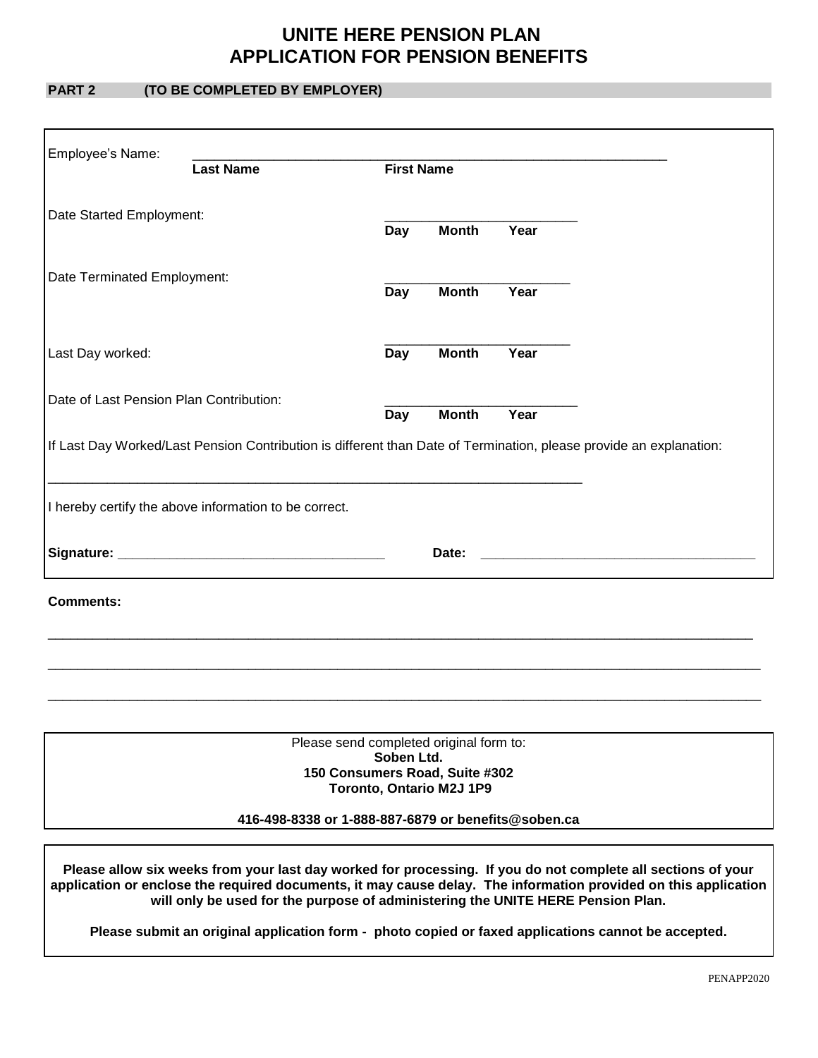# UNITE HERE PENSION PLAN
# APPLICATION FOR PENSION BENEFITS

**PART 2 (TO BE COMPLETED BY EMPLOYER)**

Employee's Name: ______________________________________________________________
**Last Name** **First Name**

Date Started Employment: __________________________
**Day Month Year**

Date Terminated Employment: __________________________
**Day Month Year**

Last Day worked: __________________________
**Day Month Year**

Date of Last Pension Plan Contribution: __________________________
**Day Month Year**

If Last Day Worked/Last Pension Contribution is different than Date of Termination, please provide an explanation:

__________________________________________________________________________

I hereby certify the above information to be correct.

**Signature:** ____________________________________ **Date:** ____________________________________

**Comments:**

______________________________________________________________________________________________

______________________________________________________________________________________________

______________________________________________________________________________________________

Please send completed original form to:
**Soben Ltd.**
**150 Consumers Road, Suite #302**
**Toronto, Ontario M2J 1P9**

**416-498-8338 or 1-888-887-6879 or benefits@soben.ca**

**Please allow six weeks from your last day worked for processing. If you do not complete all sections of your application or enclose the required documents, it may cause delay. The information provided on this application will only be used for the purpose of administering the UNITE HERE Pension Plan.**

**Please submit an original application form - photo copied or faxed applications cannot be accepted.**

PENAPP2020